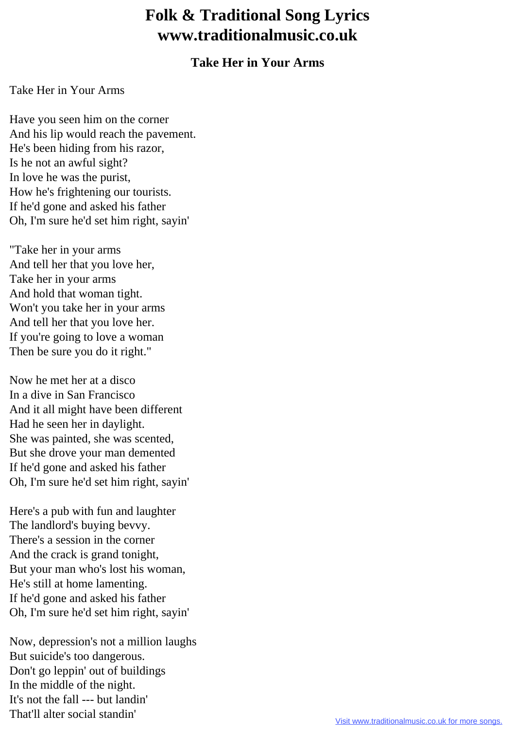# Folk & Traditional Song Lyrics www.traditionalmusic.co.uk

## Take Her in Your Arms

Take Her in Your Arms

Have you seen him on the corner
And his lip would reach the pavement.
He's been hiding from his razor,
Is he not an awful sight?
In love he was the purist,
How he's frightening our tourists.
If he'd gone and asked his father
Oh, I'm sure he'd set him right, sayin'

"Take her in your arms
And tell her that you love her,
Take her in your arms
And hold that woman tight.
Won't you take her in your arms
And tell her that you love her.
If you're going to love a woman
Then be sure you do it right."

Now he met her at a disco
In a dive in San Francisco
And it all might have been different
Had he seen her in daylight.
She was painted, she was scented,
But she drove your man demented
If he'd gone and asked his father
Oh, I'm sure he'd set him right, sayin'

Here's a pub with fun and laughter
The landlord's buying bevvy.
There's a session in the corner
And the crack is grand tonight,
But your man who's lost his woman,
He's still at home lamenting.
If he'd gone and asked his father
Oh, I'm sure he'd set him right, sayin'

Now, depression's not a million laughs
But suicide's too dangerous.
Don't go leppin' out of buildings
In the middle of the night.
It's not the fall --- but landin'
That'll alter social standin'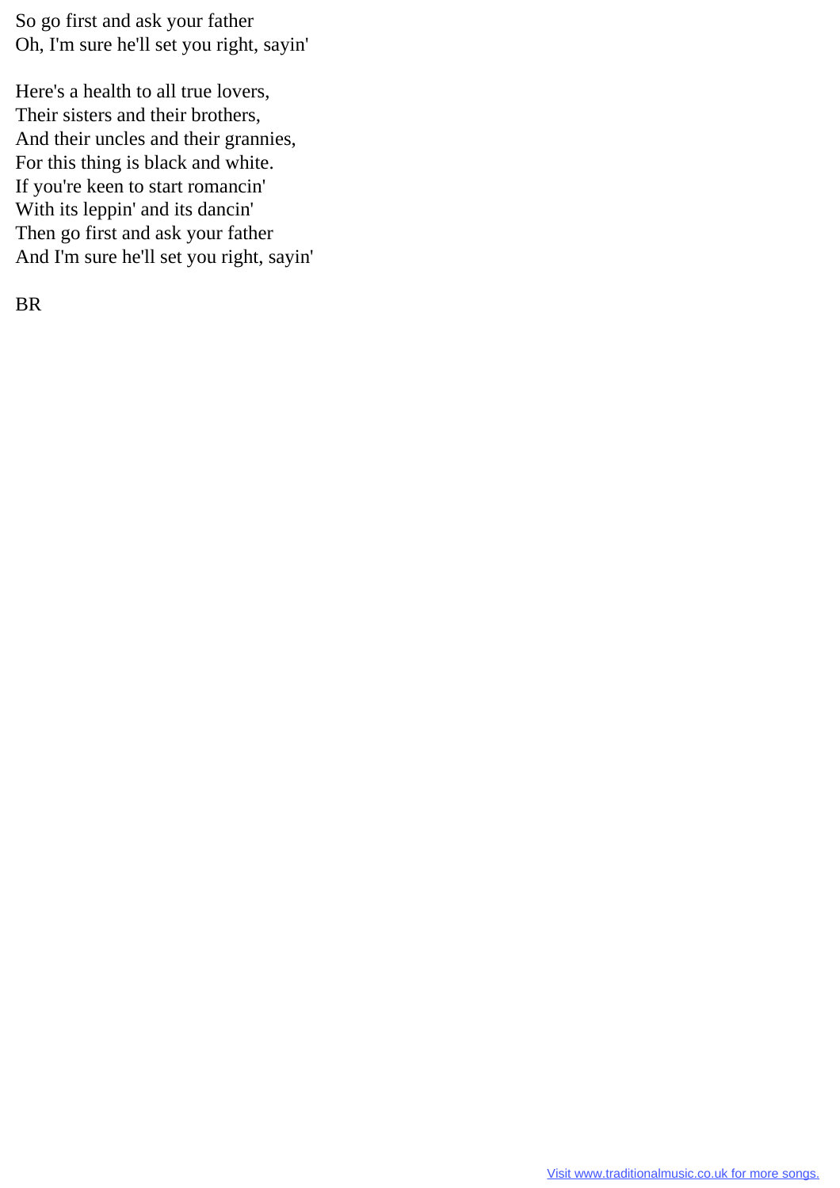So go first and ask your father  
Oh, I'm sure he'll set you right, sayin'

Here's a health to all true lovers,  
Their sisters and their brothers,  
And their uncles and their grannies,  
For this thing is black and white.  
If you're keen to start romancin'  
With its leppin' and its dancin'  
Then go first and ask your father  
And I'm sure he'll set you right, sayin'

BR